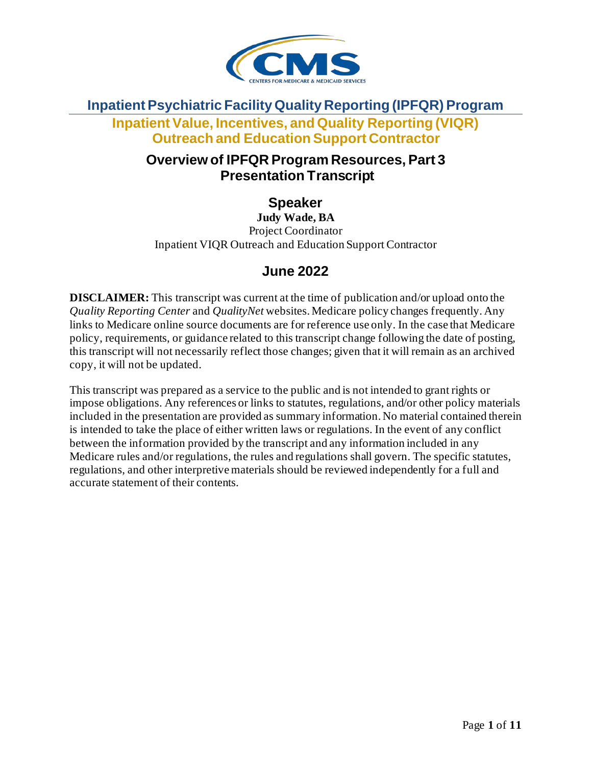# Inpatient Psychiatric Facility Quality Reporting (IPFQR) Program

## Inpatient Value, Incentives, and Quality Reporting (VIQR) Outreach and Education Support Contractor

## Overview of IPFQR Program Resources, Part 3 Presentation Transcript

### Speaker

**Judy Wade, BA**
Project Coordinator
Inpatient VIQR Outreach and Education Support Contractor

### June 2022

**DISCLAIMER:** This transcript was current at the time of publication and/or upload onto the *Quality Reporting Center* and *QualityNet* websites. Medicare policy changes frequently. Any links to Medicare online source documents are for reference use only. In the case that Medicare policy, requirements, or guidance related to this transcript change following the date of posting, this transcript will not necessarily reflect those changes; given that it will remain as an archived copy, it will not be updated.

This transcript was prepared as a service to the public and is not intended to grant rights or impose obligations. Any references or links to statutes, regulations, and/or other policy materials included in the presentation are provided as summary information. No material contained therein is intended to take the place of either written laws or regulations. In the event of any conflict between the information provided by the transcript and any information included in any Medicare rules and/or regulations, the rules and regulations shall govern. The specific statutes, regulations, and other interpretive materials should be reviewed independently for a full and accurate statement of their contents.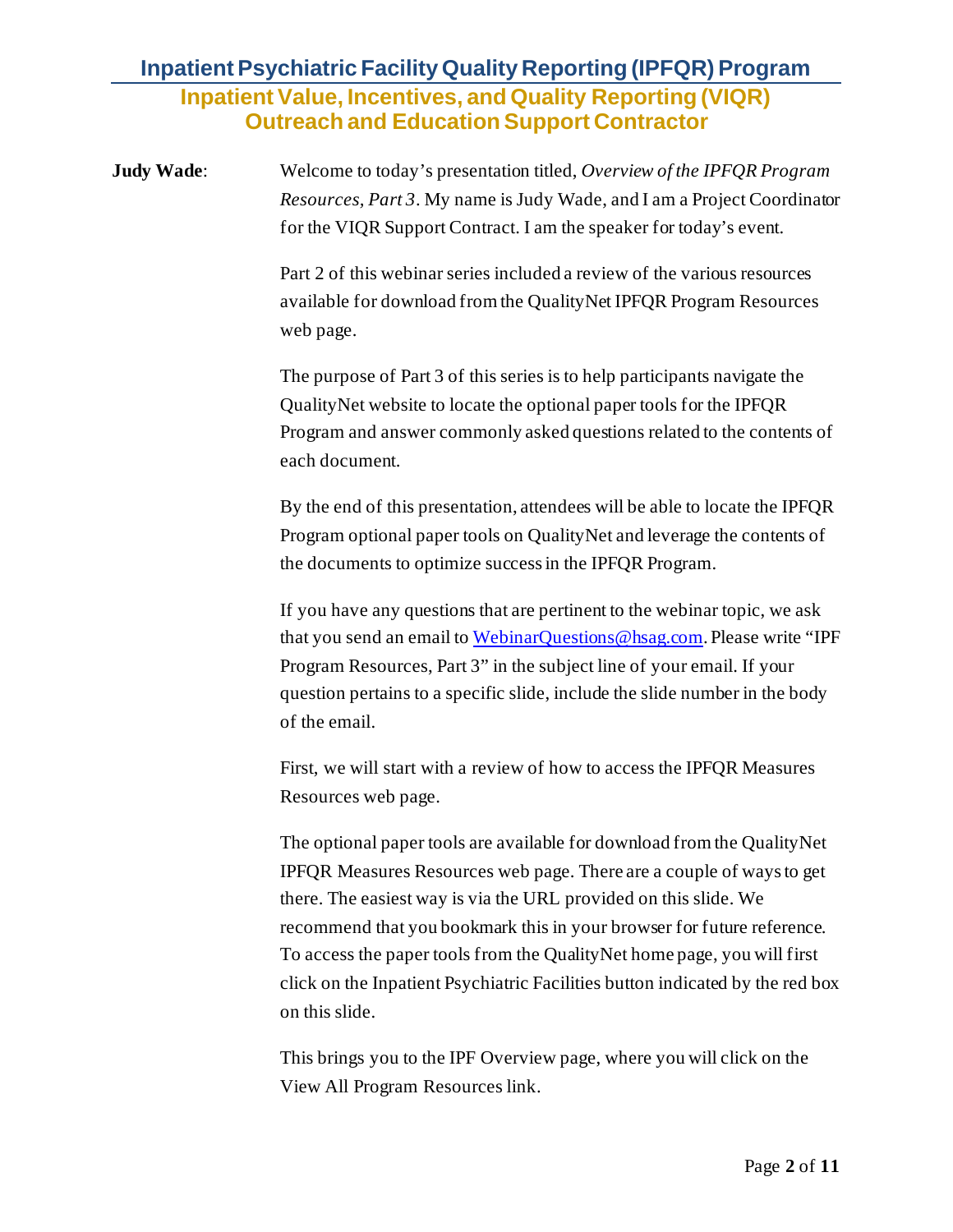**Judy Wade**: Welcome to today's presentation titled, *Overview of the IPFQR Program Resources, Part 3*. My name is Judy Wade, and I am a Project Coordinator for the VIQR Support Contract. I am the speaker for today's event.

Part 2 of this webinar series included a review of the various resources available for download from the QualityNet IPFQR Program Resources web page.

The purpose of Part 3 of this series is to help participants navigate the QualityNet website to locate the optional paper tools for the IPFQR Program and answer commonly asked questions related to the contents of each document.

By the end of this presentation, attendees will be able to locate the IPFQR Program optional paper tools on QualityNet and leverage the contents of the documents to optimize success in the IPFQR Program.

If you have any questions that are pertinent to the webinar topic, we ask that you send an email to WebinarQuestions@hsag.com. Please write "IPF Program Resources, Part 3" in the subject line of your email. If your question pertains to a specific slide, include the slide number in the body of the email.

First, we will start with a review of how to access the IPFQR Measures Resources web page.

The optional paper tools are available for download from the QualityNet IPFQR Measures Resources web page. There are a couple of ways to get there. The easiest way is via the URL provided on this slide. We recommend that you bookmark this in your browser for future reference. To access the paper tools from the QualityNet home page, you will first click on the Inpatient Psychiatric Facilities button indicated by the red box on this slide.

This brings you to the IPF Overview page, where you will click on the View All Program Resources link.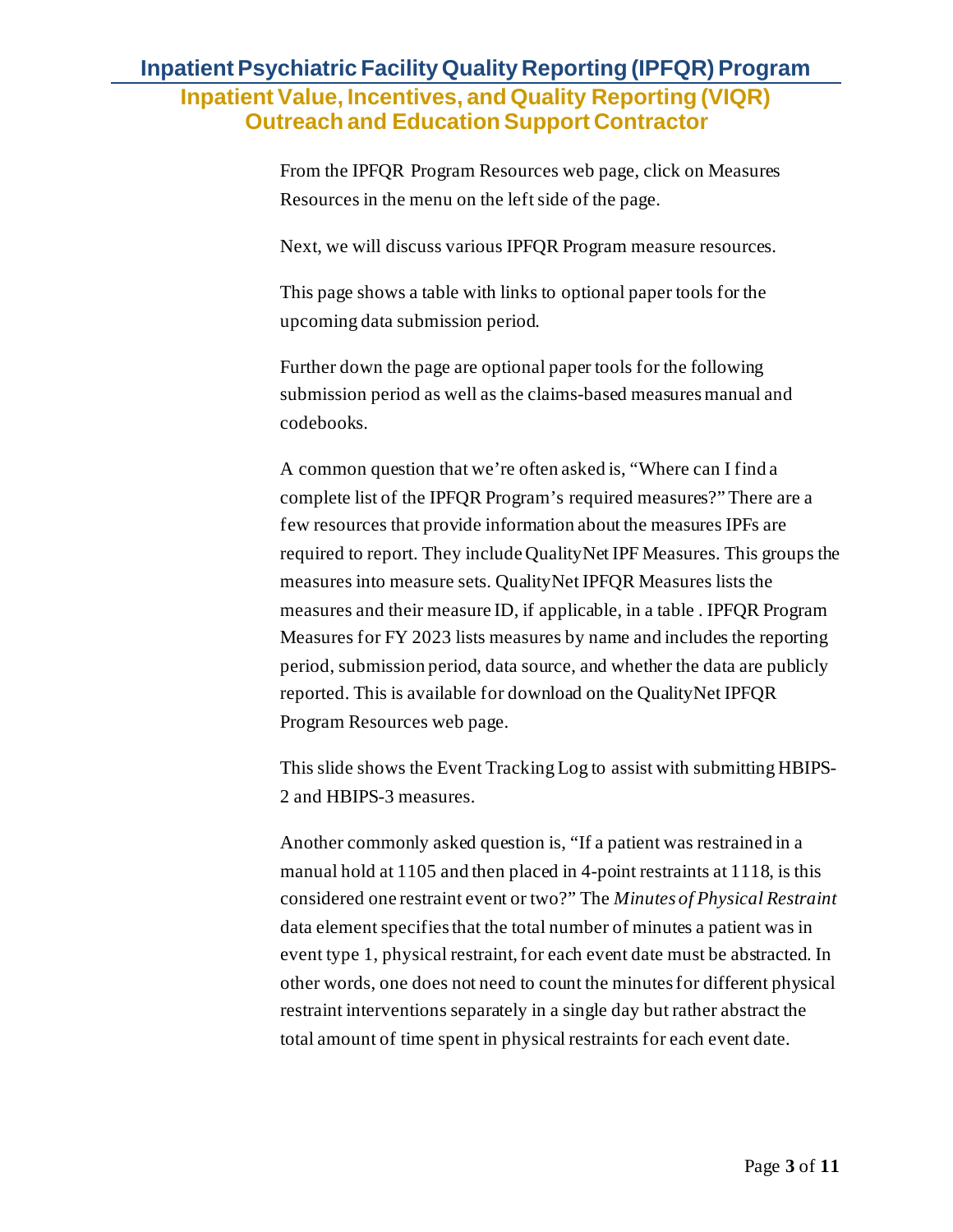From the IPFQR Program Resources web page, click on Measures Resources in the menu on the left side of the page.

Next, we will discuss various IPFQR Program measure resources.

This page shows a table with links to optional paper tools for the upcoming data submission period.

Further down the page are optional paper tools for the following submission period as well as the claims-based measures manual and codebooks.

A common question that we're often asked is, "Where can I find a complete list of the IPFQR Program's required measures?" There are a few resources that provide information about the measures IPFs are required to report. They include QualityNet IPF Measures. This groups the measures into measure sets. QualityNet IPFQR Measures lists the measures and their measure ID, if applicable, in a table . IPFQR Program Measures for FY 2023 lists measures by name and includes the reporting period, submission period, data source, and whether the data are publicly reported. This is available for download on the QualityNet IPFQR Program Resources web page.

This slide shows the Event Tracking Log to assist with submitting HBIPS-2 and HBIPS-3 measures.

Another commonly asked question is, "If a patient was restrained in a manual hold at 1105 and then placed in 4-point restraints at 1118, is this considered one restraint event or two?" The *Minutes of Physical Restraint* data element specifies that the total number of minutes a patient was in event type 1, physical restraint, for each event date must be abstracted. In other words, one does not need to count the minutes for different physical restraint interventions separately in a single day but rather abstract the total amount of time spent in physical restraints for each event date.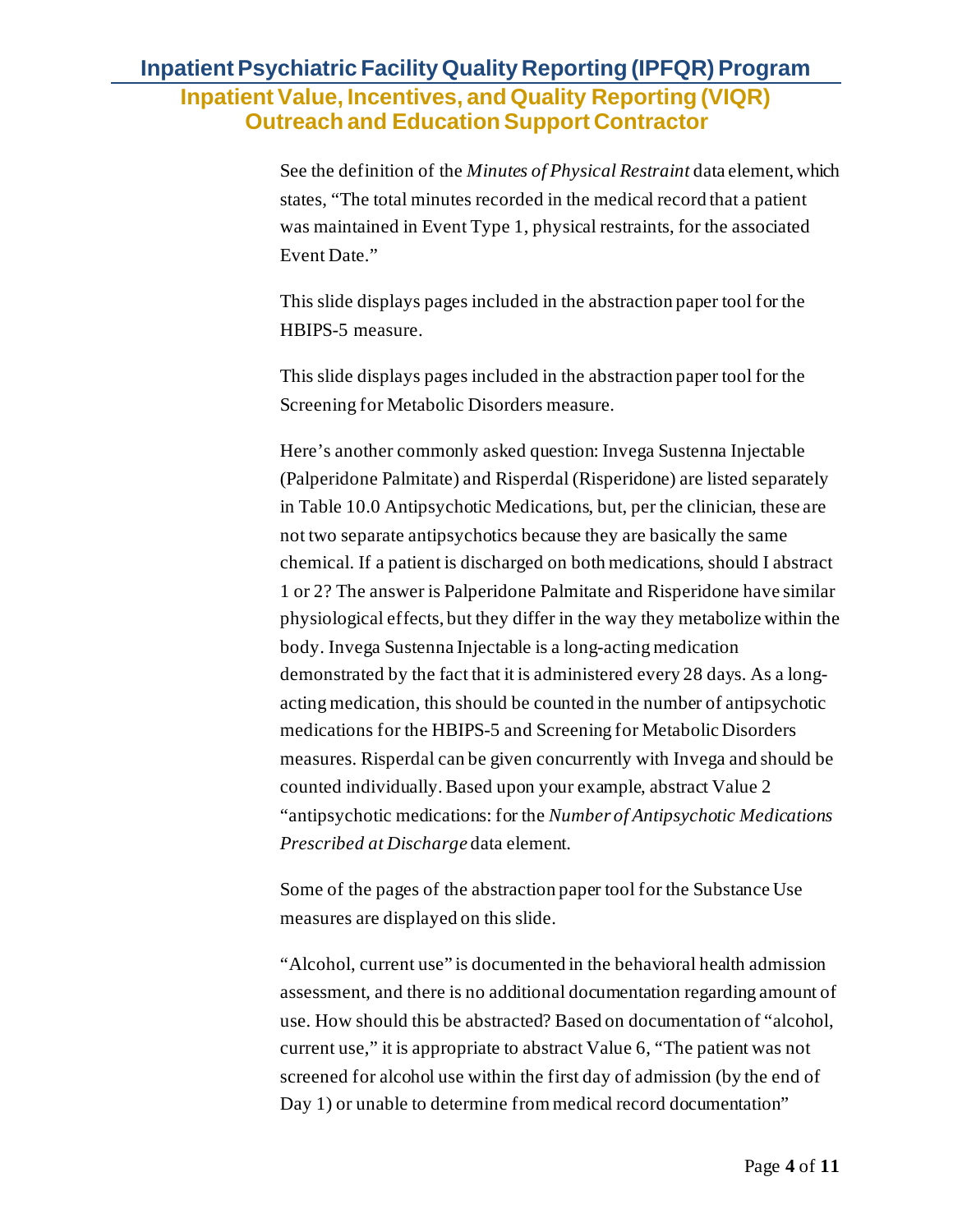See the definition of the *Minutes of Physical Restraint* data element, which states, "The total minutes recorded in the medical record that a patient was maintained in Event Type 1, physical restraints, for the associated Event Date."

This slide displays pages included in the abstraction paper tool for the HBIPS-5 measure.

This slide displays pages included in the abstraction paper tool for the Screening for Metabolic Disorders measure.

Here's another commonly asked question: Invega Sustenna Injectable (Palperidone Palmitate) and Risperdal (Risperidone) are listed separately in Table 10.0 Antipsychotic Medications, but, per the clinician, these are not two separate antipsychotics because they are basically the same chemical. If a patient is discharged on both medications, should I abstract 1 or 2? The answer is Palperidone Palmitate and Risperidone have similar physiological effects, but they differ in the way they metabolize within the body. Invega Sustenna Injectable is a long-acting medication demonstrated by the fact that it is administered every 28 days. As a long-acting medication, this should be counted in the number of antipsychotic medications for the HBIPS-5 and Screening for Metabolic Disorders measures. Risperdal can be given concurrently with Invega and should be counted individually. Based upon your example, abstract Value 2 "antipsychotic medications: for the *Number of Antipsychotic Medications Prescribed at Discharge* data element.

Some of the pages of the abstraction paper tool for the Substance Use measures are displayed on this slide.

"Alcohol, current use" is documented in the behavioral health admission assessment, and there is no additional documentation regarding amount of use. How should this be abstracted? Based on documentation of "alcohol, current use," it is appropriate to abstract Value 6, "The patient was not screened for alcohol use within the first day of admission (by the end of Day 1) or unable to determine from medical record documentation"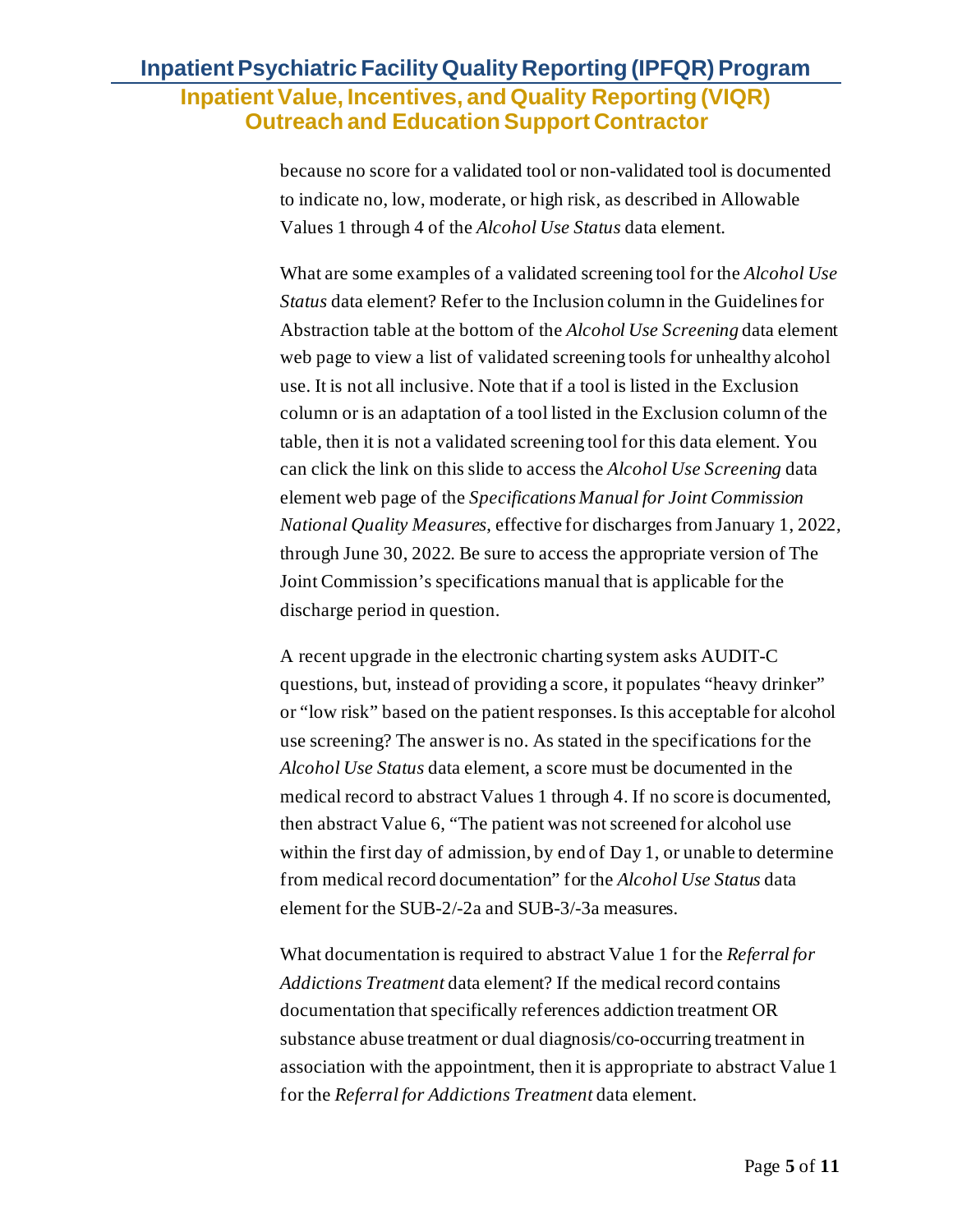because no score for a validated tool or non-validated tool is documented to indicate no, low, moderate, or high risk, as described in Allowable Values 1 through 4 of the *Alcohol Use Status* data element.

What are some examples of a validated screening tool for the *Alcohol Use Status* data element? Refer to the Inclusion column in the Guidelines for Abstraction table at the bottom of the *Alcohol Use Screening* data element web page to view a list of validated screening tools for unhealthy alcohol use. It is not all inclusive. Note that if a tool is listed in the Exclusion column or is an adaptation of a tool listed in the Exclusion column of the table, then it is not a validated screening tool for this data element. You can click the link on this slide to access the *Alcohol Use Screening* data element web page of the *Specifications Manual for Joint Commission National Quality Measures*, effective for discharges from January 1, 2022, through June 30, 2022. Be sure to access the appropriate version of The Joint Commission's specifications manual that is applicable for the discharge period in question.

A recent upgrade in the electronic charting system asks AUDIT-C questions, but, instead of providing a score, it populates "heavy drinker" or "low risk" based on the patient responses. Is this acceptable for alcohol use screening? The answer is no. As stated in the specifications for the *Alcohol Use Status* data element, a score must be documented in the medical record to abstract Values 1 through 4. If no score is documented, then abstract Value 6, "The patient was not screened for alcohol use within the first day of admission, by end of Day 1, or unable to determine from medical record documentation" for the *Alcohol Use Status* data element for the SUB-2/-2a and SUB-3/-3a measures.

What documentation is required to abstract Value 1 for the *Referral for Addictions Treatment* data element? If the medical record contains documentation that specifically references addiction treatment OR substance abuse treatment or dual diagnosis/co-occurring treatment in association with the appointment, then it is appropriate to abstract Value 1 for the *Referral for Addictions Treatment* data element.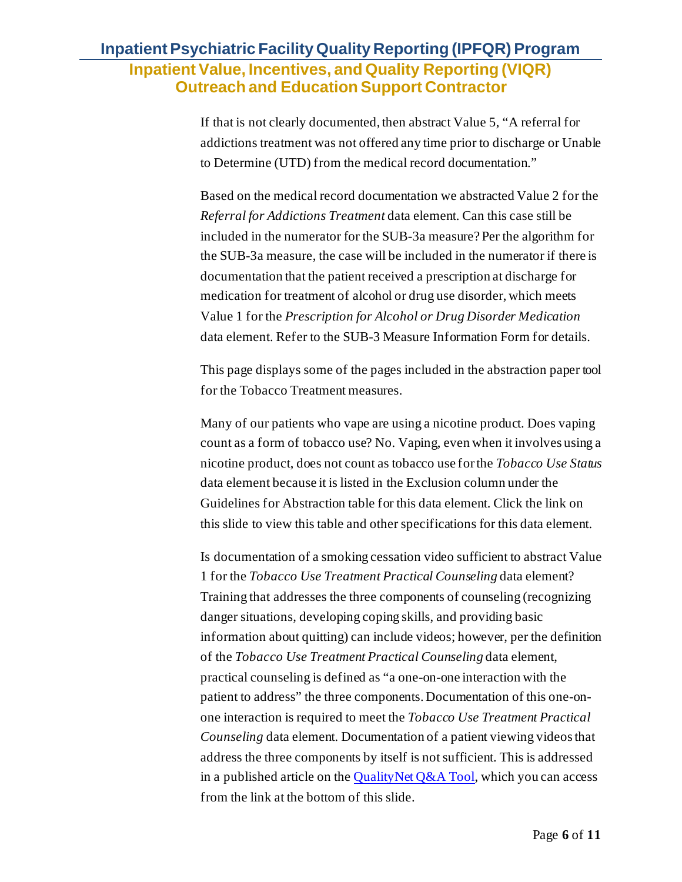If that is not clearly documented, then abstract Value 5, "A referral for addictions treatment was not offered any time prior to discharge or Unable to Determine (UTD) from the medical record documentation."

Based on the medical record documentation we abstracted Value 2 for the *Referral for Addictions Treatment* data element. Can this case still be included in the numerator for the SUB-3a measure? Per the algorithm for the SUB-3a measure, the case will be included in the numerator if there is documentation that the patient received a prescription at discharge for medication for treatment of alcohol or drug use disorder, which meets Value 1 for the *Prescription for Alcohol or Drug Disorder Medication* data element. Refer to the SUB-3 Measure Information Form for details.

This page displays some of the pages included in the abstraction paper tool for the Tobacco Treatment measures.

Many of our patients who vape are using a nicotine product. Does vaping count as a form of tobacco use? No. Vaping, even when it involves using a nicotine product, does not count as tobacco use for the *Tobacco Use Status* data element because it is listed in the Exclusion column under the Guidelines for Abstraction table for this data element. Click the link on this slide to view this table and other specifications for this data element.

Is documentation of a smoking cessation video sufficient to abstract Value 1 for the *Tobacco Use Treatment Practical Counseling* data element? Training that addresses the three components of counseling (recognizing danger situations, developing coping skills, and providing basic information about quitting) can include videos; however, per the definition of the *Tobacco Use Treatment Practical Counseling* data element, practical counseling is defined as "a one-on-one interaction with the patient to address" the three components. Documentation of this one-on-one interaction is required to meet the *Tobacco Use Treatment Practical Counseling* data element. Documentation of a patient viewing videos that address the three components by itself is not sufficient. This is addressed in a published article on the QualityNet Q&A Tool, which you can access from the link at the bottom of this slide.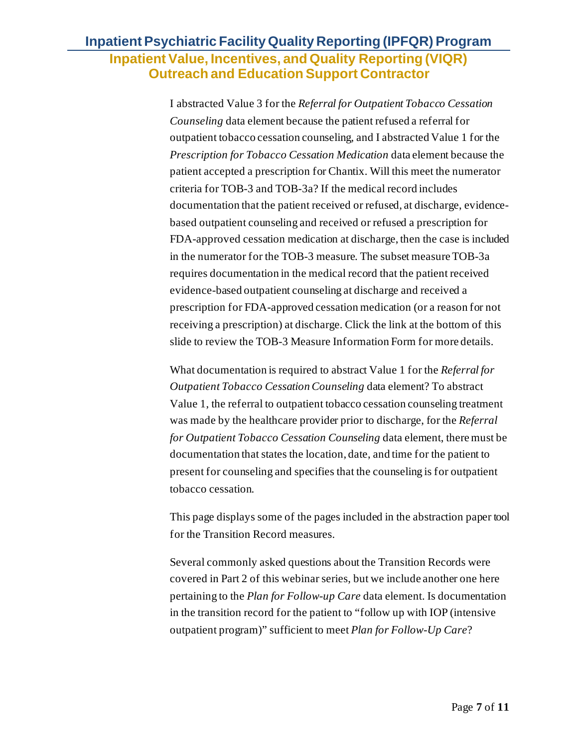I abstracted Value 3 for the *Referral for Outpatient Tobacco Cessation Counseling* data element because the patient refused a referral for outpatient tobacco cessation counseling, and I abstracted Value 1 for the *Prescription for Tobacco Cessation Medication* data element because the patient accepted a prescription for Chantix. Will this meet the numerator criteria for TOB-3 and TOB-3a? If the medical record includes documentation that the patient received or refused, at discharge, evidence-based outpatient counseling and received or refused a prescription for FDA-approved cessation medication at discharge, then the case is included in the numerator for the TOB-3 measure. The subset measure TOB-3a requires documentation in the medical record that the patient received evidence-based outpatient counseling at discharge and received a prescription for FDA-approved cessation medication (or a reason for not receiving a prescription) at discharge. Click the link at the bottom of this slide to review the TOB-3 Measure Information Form for more details.

What documentation is required to abstract Value 1 for the *Referral for Outpatient Tobacco Cessation Counseling* data element? To abstract Value 1, the referral to outpatient tobacco cessation counseling treatment was made by the healthcare provider prior to discharge, for the *Referral for Outpatient Tobacco Cessation Counseling* data element, there must be documentation that states the location, date, and time for the patient to present for counseling and specifies that the counseling is for outpatient tobacco cessation.

This page displays some of the pages included in the abstraction paper tool for the Transition Record measures.

Several commonly asked questions about the Transition Records were covered in Part 2 of this webinar series, but we include another one here pertaining to the *Plan for Follow-up Care* data element. Is documentation in the transition record for the patient to "follow up with IOP (intensive outpatient program)" sufficient to meet *Plan for Follow-Up Care*?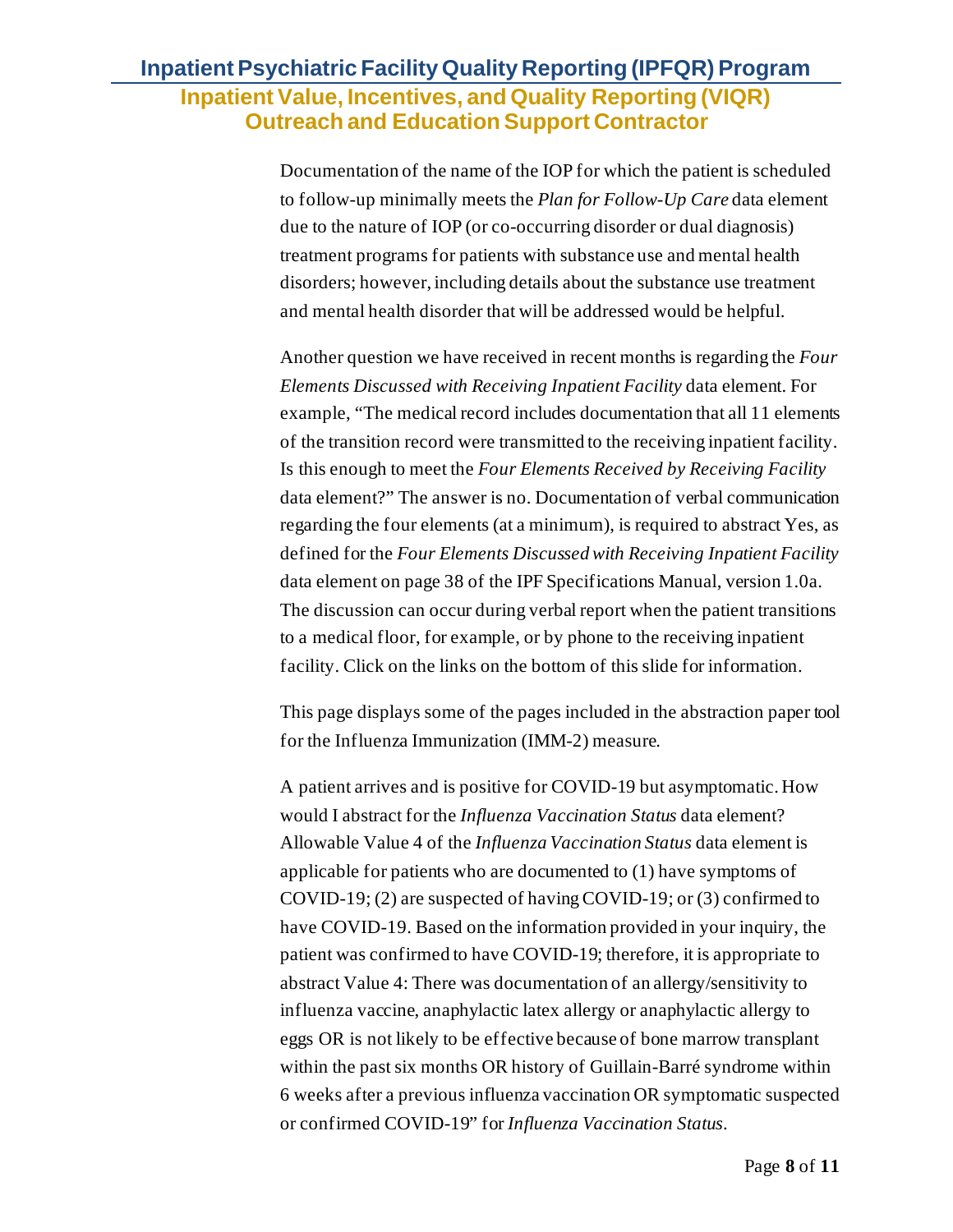Documentation of the name of the IOP for which the patient is scheduled to follow-up minimally meets the *Plan for Follow-Up Care* data element due to the nature of IOP (or co-occurring disorder or dual diagnosis) treatment programs for patients with substance use and mental health disorders; however, including details about the substance use treatment and mental health disorder that will be addressed would be helpful.

Another question we have received in recent months is regarding the *Four Elements Discussed with Receiving Inpatient Facility* data element. For example, "The medical record includes documentation that all 11 elements of the transition record were transmitted to the receiving inpatient facility. Is this enough to meet the *Four Elements Received by Receiving Facility* data element?" The answer is no. Documentation of verbal communication regarding the four elements (at a minimum), is required to abstract Yes, as defined for the *Four Elements Discussed with Receiving Inpatient Facility* data element on page 38 of the IPF Specifications Manual, version 1.0a. The discussion can occur during verbal report when the patient transitions to a medical floor, for example, or by phone to the receiving inpatient facility. Click on the links on the bottom of this slide for information.

This page displays some of the pages included in the abstraction paper tool for the Influenza Immunization (IMM-2) measure.

A patient arrives and is positive for COVID-19 but asymptomatic. How would I abstract for the *Influenza Vaccination Status* data element? Allowable Value 4 of the *Influenza Vaccination Status* data element is applicable for patients who are documented to (1) have symptoms of COVID-19; (2) are suspected of having COVID-19; or (3) confirmed to have COVID-19. Based on the information provided in your inquiry, the patient was confirmed to have COVID-19; therefore, it is appropriate to abstract Value 4: There was documentation of an allergy/sensitivity to influenza vaccine, anaphylactic latex allergy or anaphylactic allergy to eggs OR is not likely to be effective because of bone marrow transplant within the past six months OR history of Guillain-Barré syndrome within 6 weeks after a previous influenza vaccination OR symptomatic suspected or confirmed COVID-19" for *Influenza Vaccination Status*.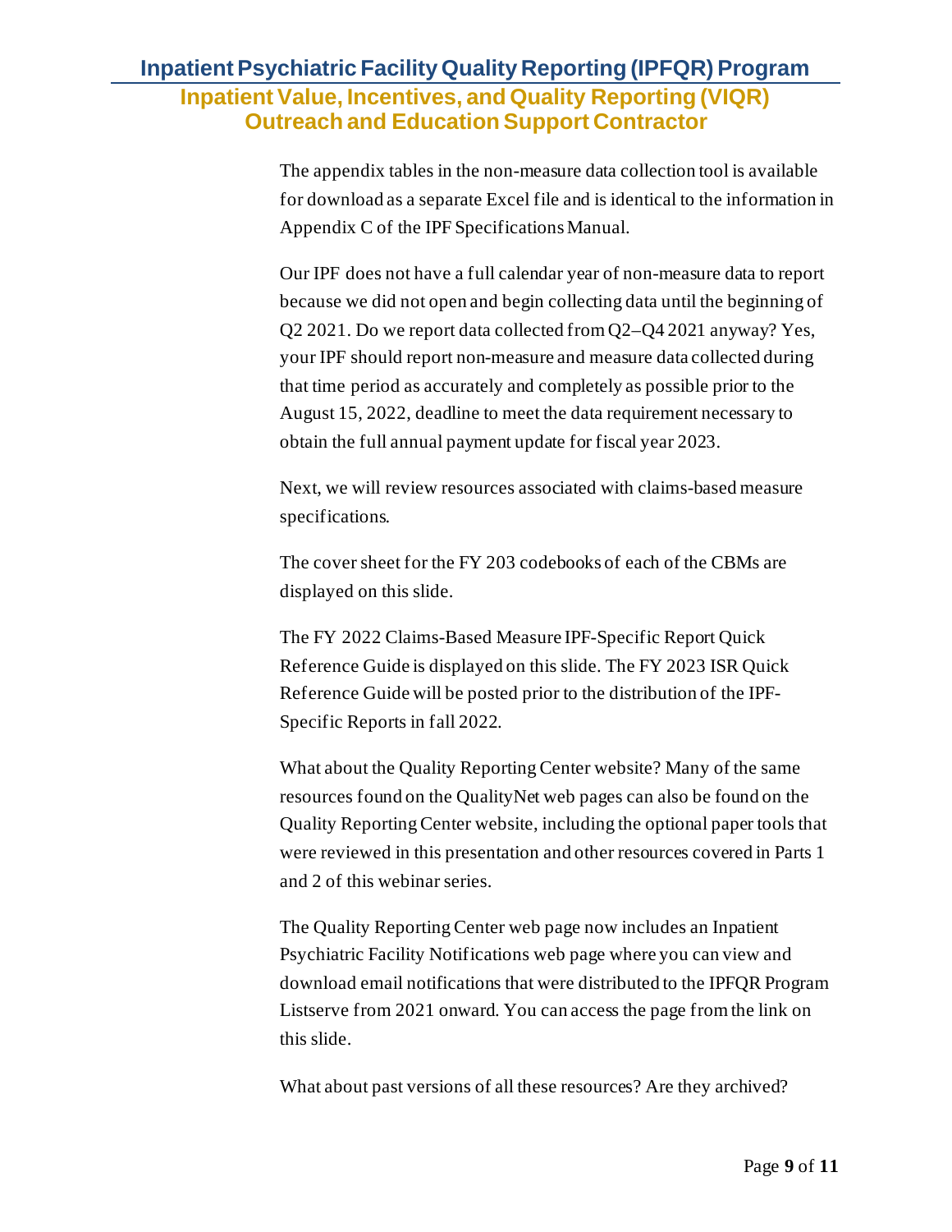The appendix tables in the non-measure data collection tool is available for download as a separate Excel file and is identical to the information in Appendix C of the IPF Specifications Manual.

Our IPF does not have a full calendar year of non-measure data to report because we did not open and begin collecting data until the beginning of Q2 2021. Do we report data collected from Q2–Q4 2021 anyway? Yes, your IPF should report non-measure and measure data collected during that time period as accurately and completely as possible prior to the August 15, 2022, deadline to meet the data requirement necessary to obtain the full annual payment update for fiscal year 2023.

Next, we will review resources associated with claims-based measure specifications.

The cover sheet for the FY 203 codebooks of each of the CBMs are displayed on this slide.

The FY 2022 Claims-Based Measure IPF-Specific Report Quick Reference Guide is displayed on this slide. The FY 2023 ISR Quick Reference Guide will be posted prior to the distribution of the IPF-Specific Reports in fall 2022.

What about the Quality Reporting Center website? Many of the same resources found on the QualityNet web pages can also be found on the Quality Reporting Center website, including the optional paper tools that were reviewed in this presentation and other resources covered in Parts 1 and 2 of this webinar series.

The Quality Reporting Center web page now includes an Inpatient Psychiatric Facility Notifications web page where you can view and download email notifications that were distributed to the IPFQR Program Listserve from 2021 onward. You can access the page from the link on this slide.

What about past versions of all these resources? Are they archived?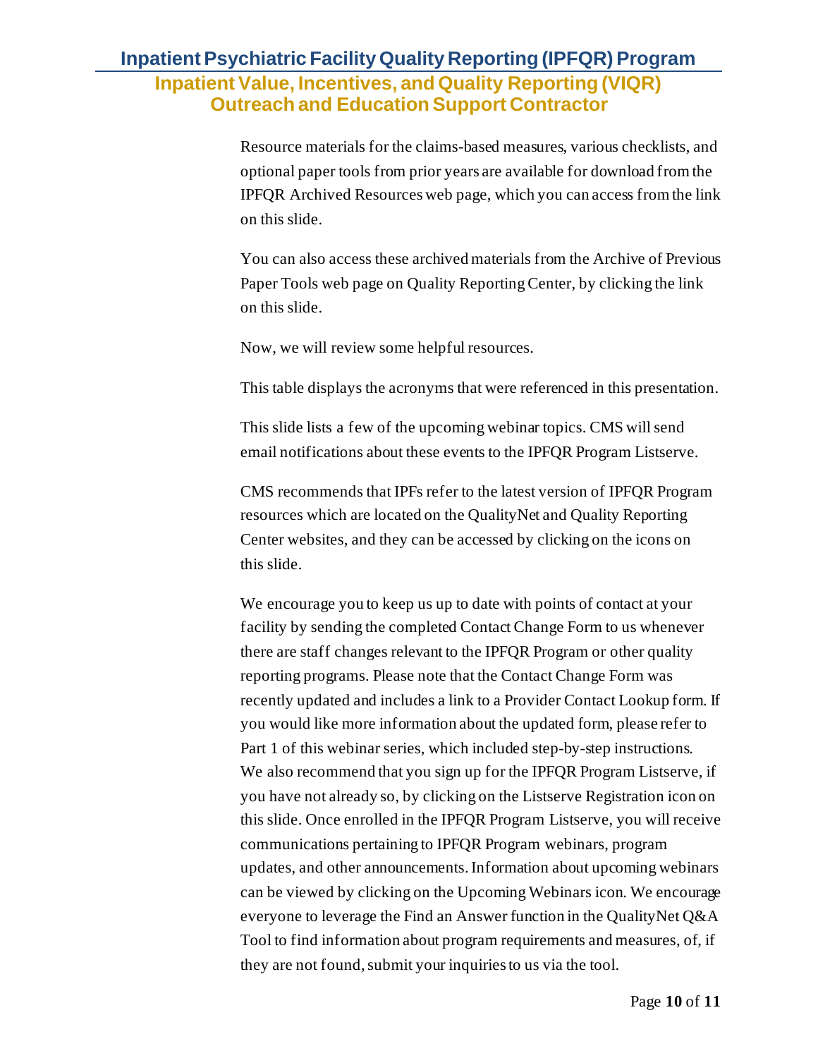Resource materials for the claims-based measures, various checklists, and optional paper tools from prior years are available for download from the IPFQR Archived Resources web page, which you can access from the link on this slide.

You can also access these archived materials from the Archive of Previous Paper Tools web page on Quality Reporting Center, by clicking the link on this slide.

Now, we will review some helpful resources.

This table displays the acronyms that were referenced in this presentation.

This slide lists a few of the upcoming webinar topics. CMS will send email notifications about these events to the IPFQR Program Listserve.

CMS recommends that IPFs refer to the latest version of IPFQR Program resources which are located on the QualityNet and Quality Reporting Center websites, and they can be accessed by clicking on the icons on this slide.

We encourage you to keep us up to date with points of contact at your facility by sending the completed Contact Change Form to us whenever there are staff changes relevant to the IPFQR Program or other quality reporting programs. Please note that the Contact Change Form was recently updated and includes a link to a Provider Contact Lookup form. If you would like more information about the updated form, please refer to Part 1 of this webinar series, which included step-by-step instructions. We also recommend that you sign up for the IPFQR Program Listserve, if you have not already so, by clicking on the Listserve Registration icon on this slide. Once enrolled in the IPFQR Program Listserve, you will receive communications pertaining to IPFQR Program webinars, program updates, and other announcements. Information about upcoming webinars can be viewed by clicking on the Upcoming Webinars icon. We encourage everyone to leverage the Find an Answer function in the QualityNet Q&A Tool to find information about program requirements and measures, of, if they are not found, submit your inquiries to us via the tool.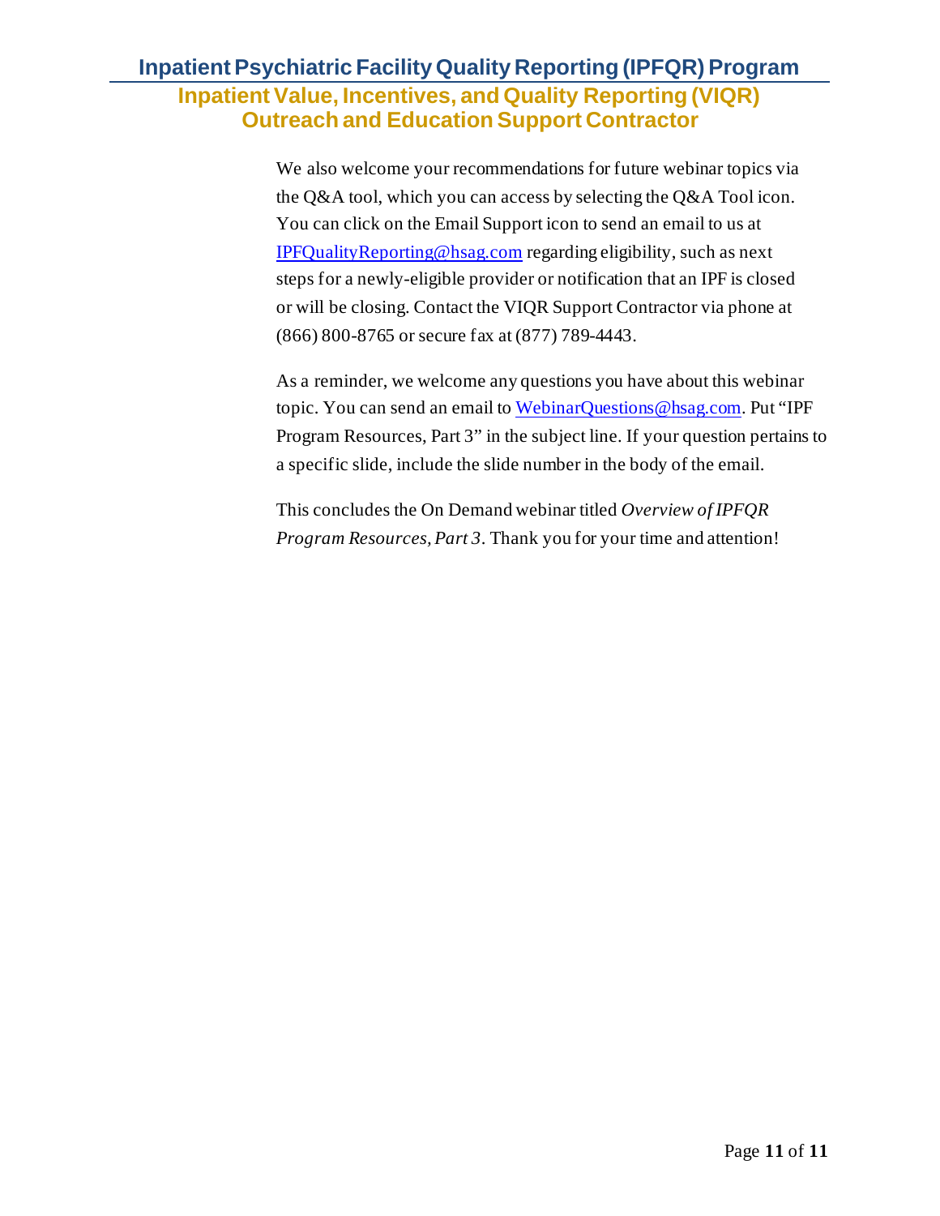We also welcome your recommendations for future webinar topics via the Q&A tool, which you can access by selecting the Q&A Tool icon. You can click on the Email Support icon to send an email to us at IPFQualityReporting@hsag.com regarding eligibility, such as next steps for a newly-eligible provider or notification that an IPF is closed or will be closing. Contact the VIQR Support Contractor via phone at (866) 800-8765 or secure fax at (877) 789-4443.

As a reminder, we welcome any questions you have about this webinar topic. You can send an email to WebinarQuestions@hsag.com. Put "IPF Program Resources, Part 3" in the subject line. If your question pertains to a specific slide, include the slide number in the body of the email.

This concludes the On Demand webinar titled *Overview of IPFQR Program Resources, Part 3*. Thank you for your time and attention!